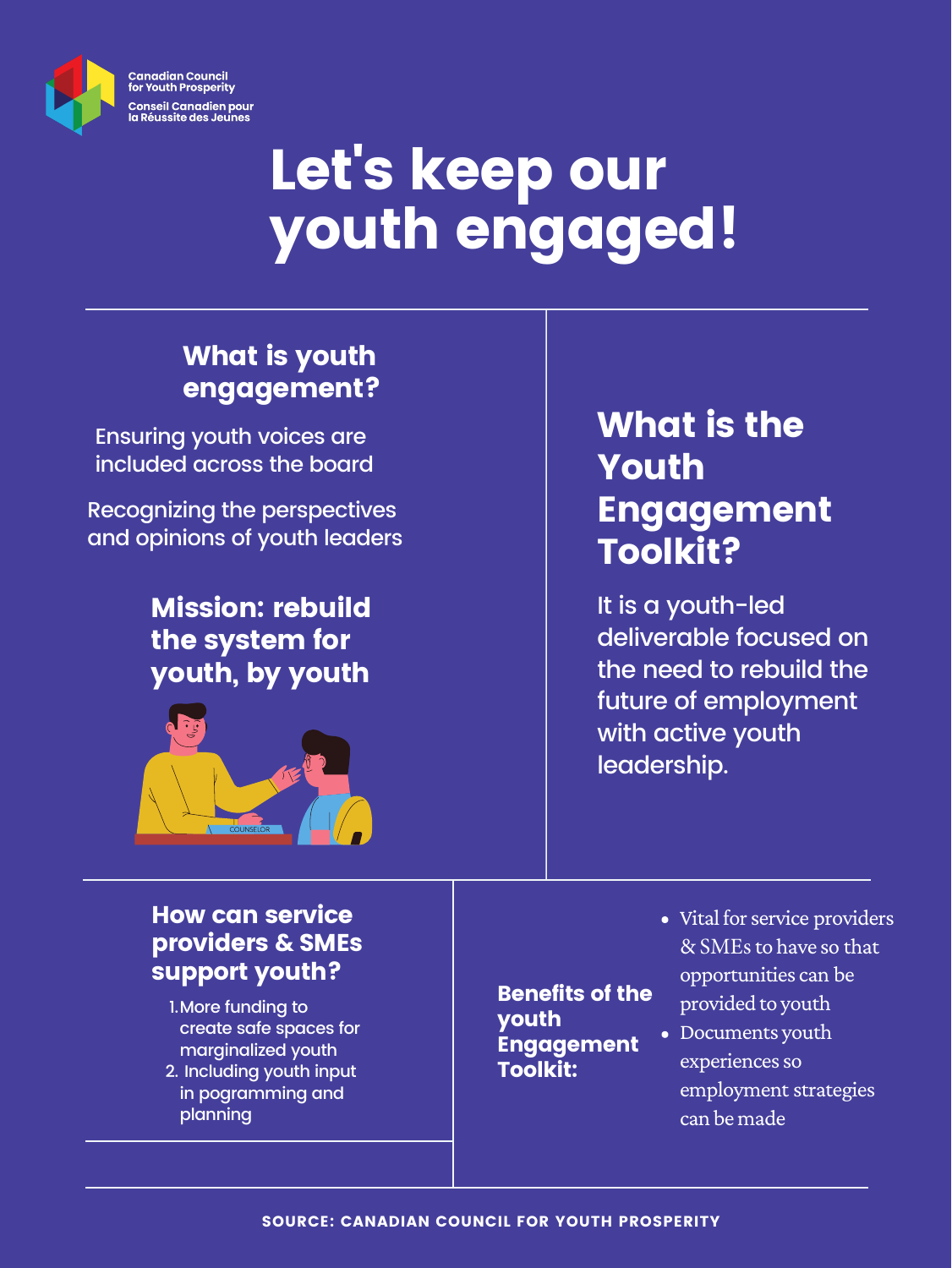Canadian Council for Youth Prosperity

Conseil Canadien pour la Réussite des Jeunes

# Let's keep our youth engaged!

## What is youth engagement?

Ensuring youth voices are included across the board

Recognizing the perspectives and opinions of youth leaders

## Mission: rebuild the system for youth, by youth

## What is the Youth Engagement Toolkit?

It is a youth-led deliverable focused on the need to rebuild the future of employment with active youth leadership.

## How can service providers & SMEs support youth?

1. More funding to create safe spaces for marginalized youth
2. Including youth input in pogramming and planning

## Benefits of the youth Engagement Toolkit:

- Vital for service providers & SMEs to have so that opportunities can be provided to youth
- Documents youth experiences so employment strategies can be made

SOURCE: CANADIAN COUNCIL FOR YOUTH PROSPERITY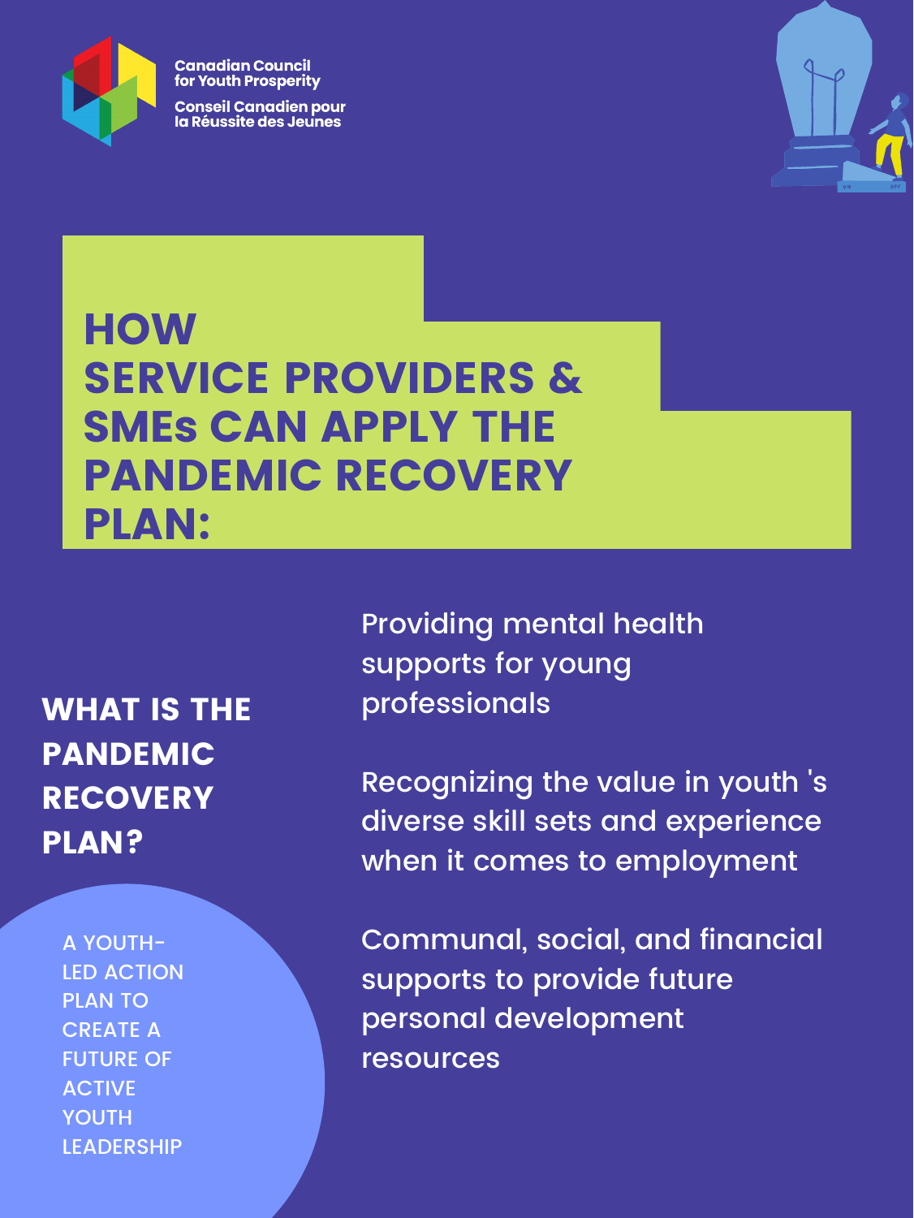Canadian Council for Youth Prosperity

Conseil Canadien pour la Réussite des Jeunes

# HOW SERVICE PROVIDERS & SMEs CAN APPLY THE PANDEMIC RECOVERY PLAN:

## WHAT IS THE PANDEMIC RECOVERY PLAN?

A YOUTH-LED ACTION PLAN TO CREATE A FUTURE OF ACTIVE YOUTH LEADERSHIP

Providing mental health supports for young professionals

Recognizing the value in youth 's diverse skill sets and experience when it comes to employment

Communal, social, and financial supports to provide future personal development resources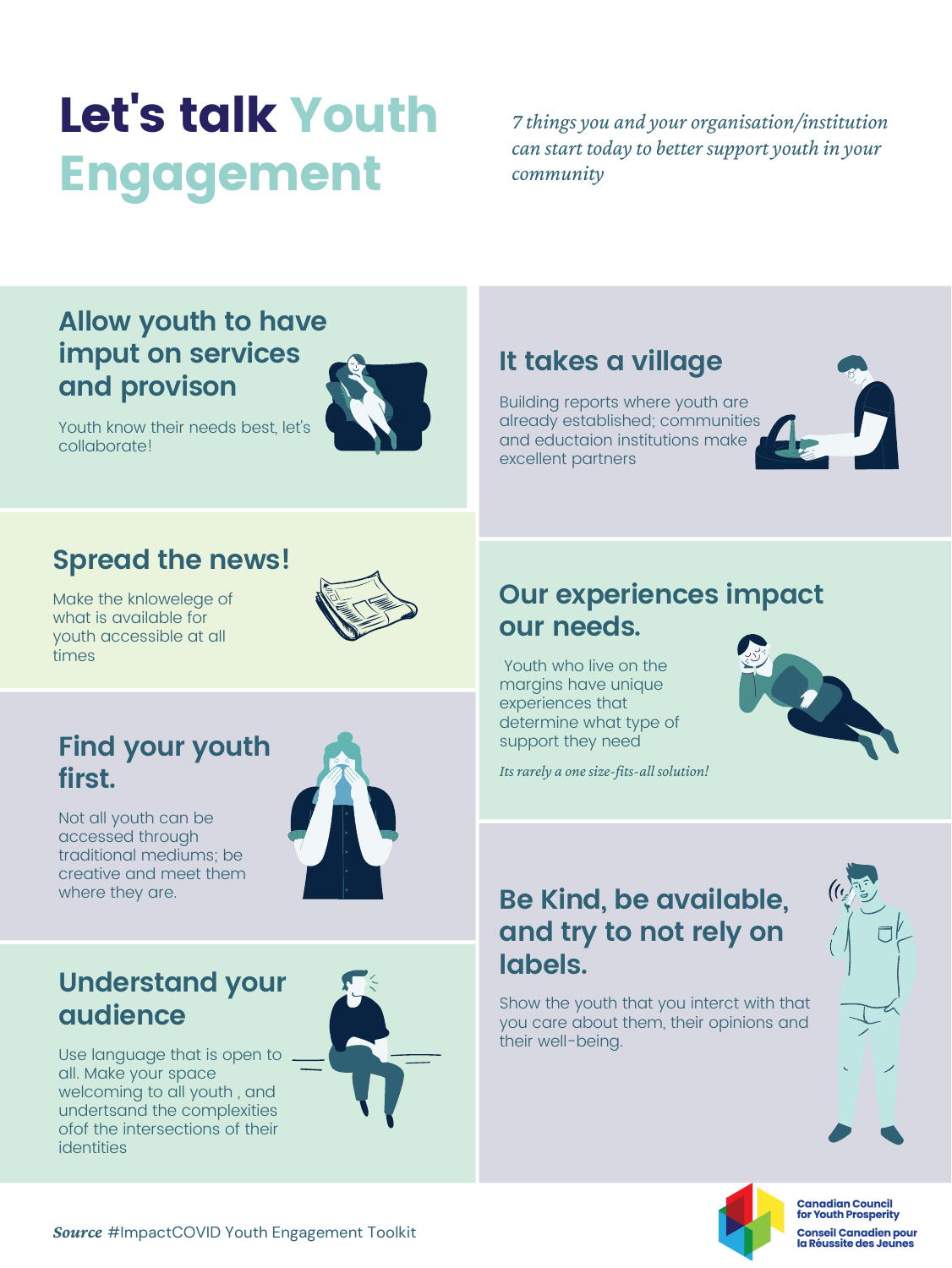# Let's talk Youth Engagement

*7 things you and your organisation/institution can start today to better support youth in your community*

## Allow youth to have imput on services and provison

Youth know their needs best, let's collaborate!

## It takes a village

Building reports where youth are already established; communities and eductaion institutions make excellent partners

## Spread the news!

Make the knlowelege of what is available for youth accessible at all times

## Our experiences impact our needs.

Youth who live on the margins have unique experiences that determine what type of support they need

*Its rarely a one size-fits-all solution!*

## Find your youth first.

Not all youth can be accessed through traditional mediums; be creative and meet them where they are.

## Be Kind, be available, and try to not rely on labels.

Show the youth that you interct with that you care about them, their opinions and their well-being.

## Understand your audience

Use language that is open to all. Make your space welcoming to all youth , and undertsand the complexities ofof the intersections of their identities

***Source*** #ImpactCOVID Youth Engagement Toolkit

Canadian Council for Youth Prosperity
Conseil Canadien pour la Réussite des Jeunes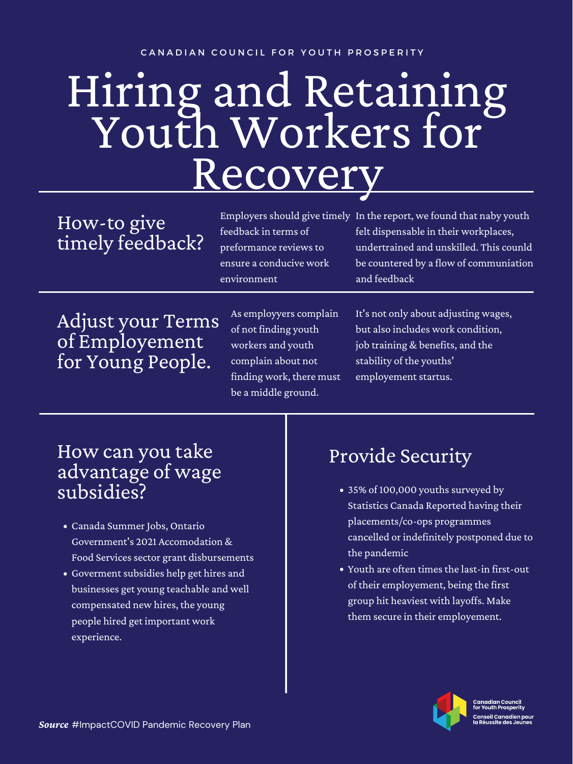CANADIAN COUNCIL FOR YOUTH PROSPERITY

# Hiring and Retaining Youth Workers for Recovery

## How-to give timely feedback?

Employers should give timely feedback in terms of preformance reviews to ensure a conducive work environment

In the report, we found that naby youth felt dispensable in their workplaces, undertrained and unskilled. This counld be countered by a flow of communiation and feedback

## Adjust your Terms of Employement for Young People.

As employyers complain of not finding youth workers and youth complain about not finding work, there must be a middle ground.

It's not only about adjusting wages, but also includes work condition, job training & benefits, and the stability of the youths' employement startus.

## How can you take advantage of wage subsidies?

- Canada Summer Jobs, Ontario Government's 2021 Accomodation & Food Services sector grant disbursements
- Goverment subsidies help get hires and businesses get young teachable and well compensated new hires, the young people hired get important work experience.

## Provide Security

- 35% of 100,000 youths surveyed by Statistics Canada Reported having their placements/co-ops programmes cancelled or indefinitely postponed due to the pandemic
- Youth are often times the last-in first-out of their employement, being the first group hit heaviest with layoffs. Make them secure in their employement.

***Source*** #ImpactCOVID Pandemic Recovery Plan

Canadian Council for Youth Prosperity
Conseil Canadien pour la Réussite des Jeunes